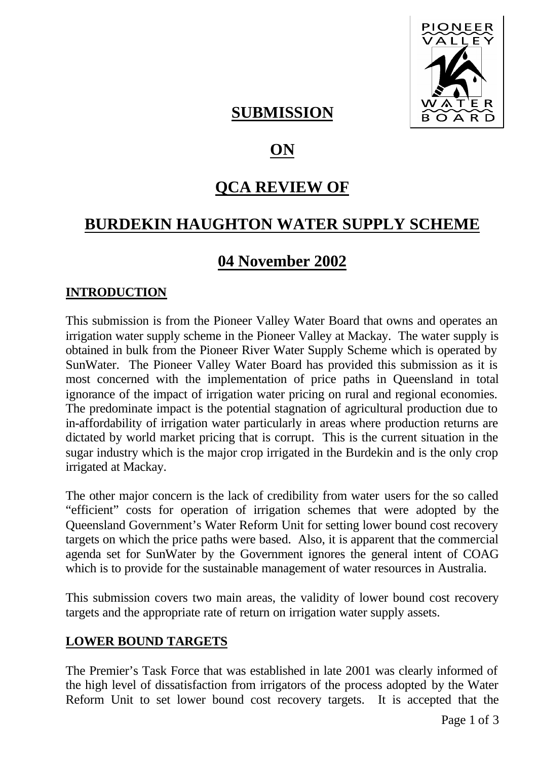# SUBMISSION

# ON

# QCA REVIEW OF

# BURDEKIN HAUGHTON WATER SUPPLY SCHEME

# 04 November 2002

## INTRODUCTION

This submission is from the Pioneer Valley Water Board that owns and operates an irrigation water supply scheme in the Pioneer Valley at Mackay. The water supply is obtained in bulk from the Pioneer River Water Supply Scheme which is operated by SunWater. The Pioneer Valley Water Board has provided this submission as it is most concerned with the implementation of price paths in Queensland in total ignorance of the impact of irrigation water pricing on rural and regional economies. The predominate impact is the potential stagnation of agricultural production due to in-affordability of irrigation water particularly in areas where production returns are dictated by world market pricing that is corrupt. This is the current situation in the sugar industry which is the major crop irrigated in the Burdekin and is the only crop irrigated at Mackay.

The other major concern is the lack of credibility from water users for the so called "efficient" costs for operation of irrigation schemes that were adopted by the Queensland Government's Water Reform Unit for setting lower bound cost recovery targets on which the price paths were based. Also, it is apparent that the commercial agenda set for SunWater by the Government ignores the general intent of COAG which is to provide for the sustainable management of water resources in Australia.

This submission covers two main areas, the validity of lower bound cost recovery targets and the appropriate rate of return on irrigation water supply assets.

## LOWER BOUND TARGETS

The Premier's Task Force that was established in late 2001 was clearly informed of the high level of dissatisfaction from irrigators of the process adopted by the Water Reform Unit to set lower bound cost recovery targets. It is accepted that the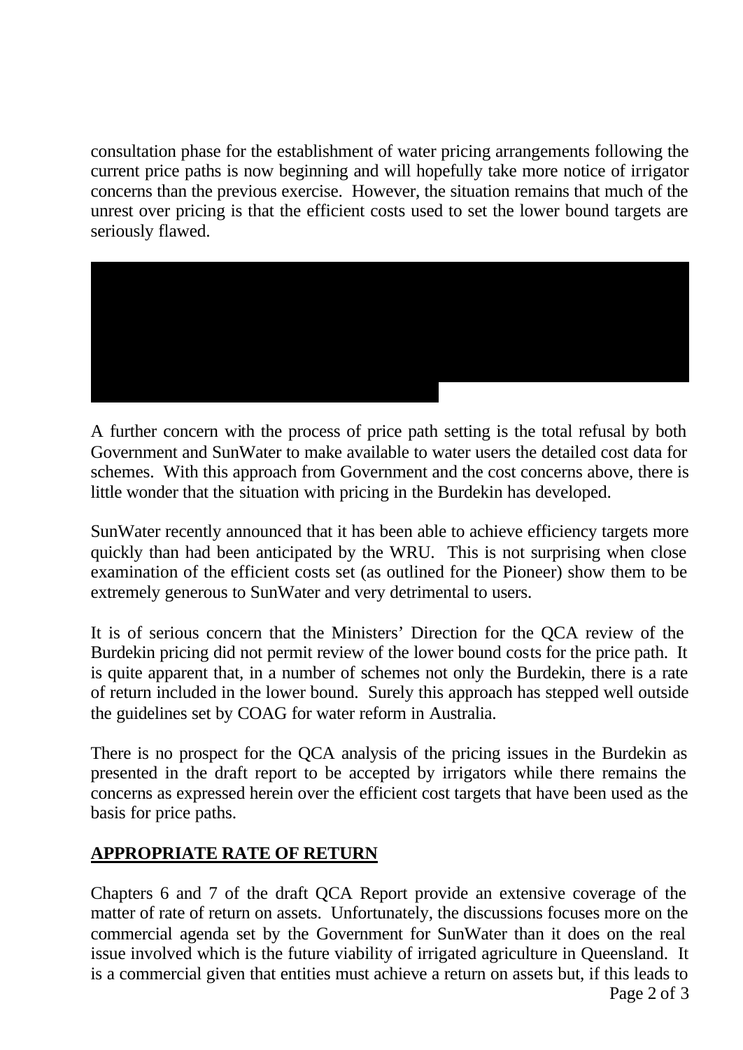consultation phase for the establishment of water pricing arrangements following the current price paths is now beginning and will hopefully take more notice of irrigator concerns than the previous exercise. However, the situation remains that much of the unrest over pricing is that the efficient costs used to set the lower bound targets are seriously flawed.

A further concern with the process of price path setting is the total refusal by both Government and SunWater to make available to water users the detailed cost data for schemes. With this approach from Government and the cost concerns above, there is little wonder that the situation with pricing in the Burdekin has developed.

SunWater recently announced that it has been able to achieve efficiency targets more quickly than had been anticipated by the WRU. This is not surprising when close examination of the efficient costs set (as outlined for the Pioneer) show them to be extremely generous to SunWater and very detrimental to users.

It is of serious concern that the Ministers' Direction for the QCA review of the Burdekin pricing did not permit review of the lower bound costs for the price path. It is quite apparent that, in a number of schemes not only the Burdekin, there is a rate of return included in the lower bound. Surely this approach has stepped well outside the guidelines set by COAG for water reform in Australia.

There is no prospect for the QCA analysis of the pricing issues in the Burdekin as presented in the draft report to be accepted by irrigators while there remains the concerns as expressed herein over the efficient cost targets that have been used as the basis for price paths.

## APPROPRIATE RATE OF RETURN

Chapters 6 and 7 of the draft QCA Report provide an extensive coverage of the matter of rate of return on assets. Unfortunately, the discussions focuses more on the commercial agenda set by the Government for SunWater than it does on the real issue involved which is the future viability of irrigated agriculture in Queensland. It is a commercial given that entities must achieve a return on assets but, if this leads to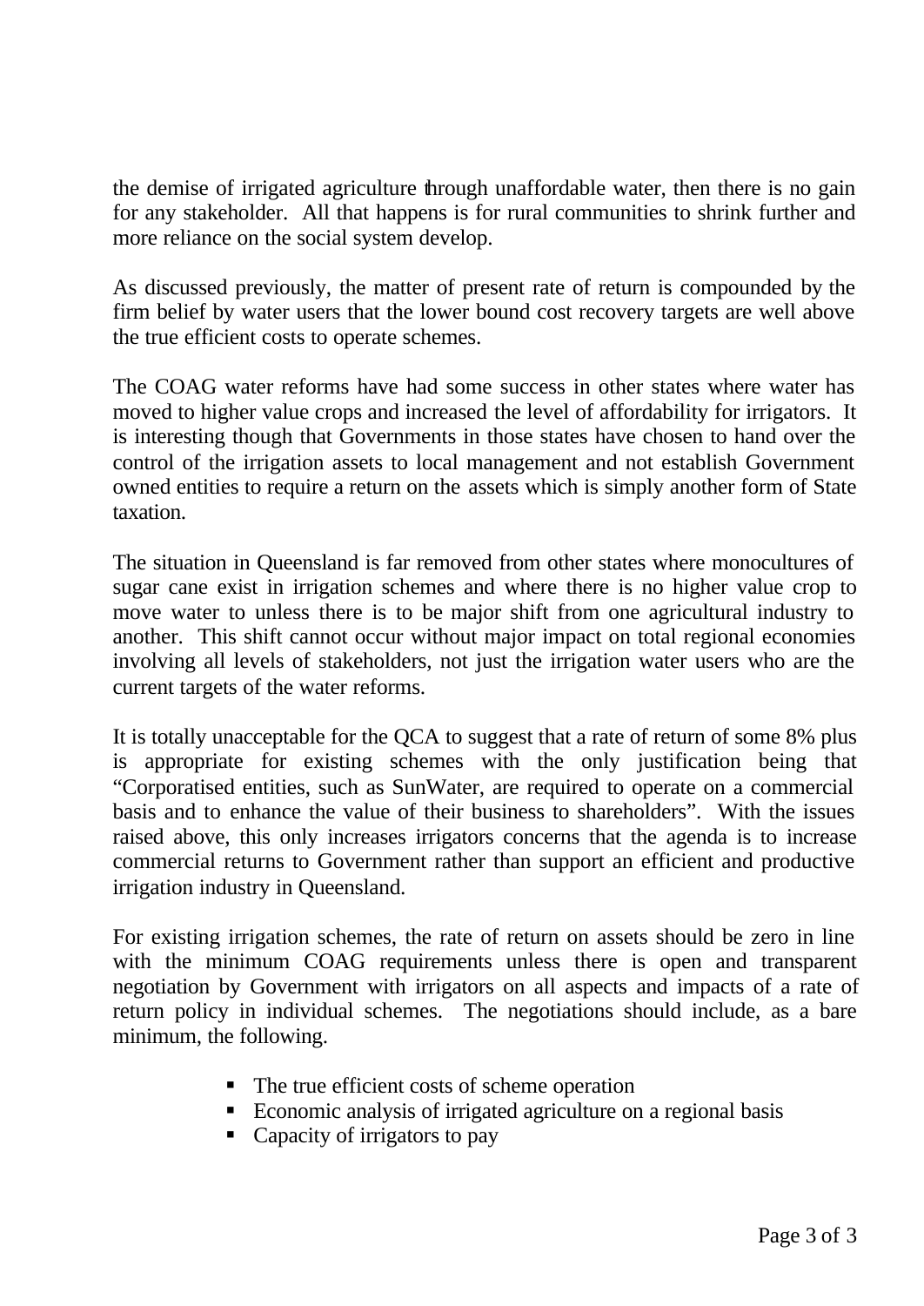the demise of irrigated agriculture through unaffordable water, then there is no gain for any stakeholder. All that happens is for rural communities to shrink further and more reliance on the social system develop.

As discussed previously, the matter of present rate of return is compounded by the firm belief by water users that the lower bound cost recovery targets are well above the true efficient costs to operate schemes.

The COAG water reforms have had some success in other states where water has moved to higher value crops and increased the level of affordability for irrigators. It is interesting though that Governments in those states have chosen to hand over the control of the irrigation assets to local management and not establish Government owned entities to require a return on the assets which is simply another form of State taxation.

The situation in Queensland is far removed from other states where monocultures of sugar cane exist in irrigation schemes and where there is no higher value crop to move water to unless there is to be major shift from one agricultural industry to another. This shift cannot occur without major impact on total regional economies involving all levels of stakeholders, not just the irrigation water users who are the current targets of the water reforms.

It is totally unacceptable for the QCA to suggest that a rate of return of some 8% plus is appropriate for existing schemes with the only justification being that "Corporatised entities, such as SunWater, are required to operate on a commercial basis and to enhance the value of their business to shareholders". With the issues raised above, this only increases irrigators concerns that the agenda is to increase commercial returns to Government rather than support an efficient and productive irrigation industry in Queensland.

For existing irrigation schemes, the rate of return on assets should be zero in line with the minimum COAG requirements unless there is open and transparent negotiation by Government with irrigators on all aspects and impacts of a rate of return policy in individual schemes. The negotiations should include, as a bare minimum, the following.

- The true efficient costs of scheme operation
- Economic analysis of irrigated agriculture on a regional basis
- Capacity of irrigators to pay